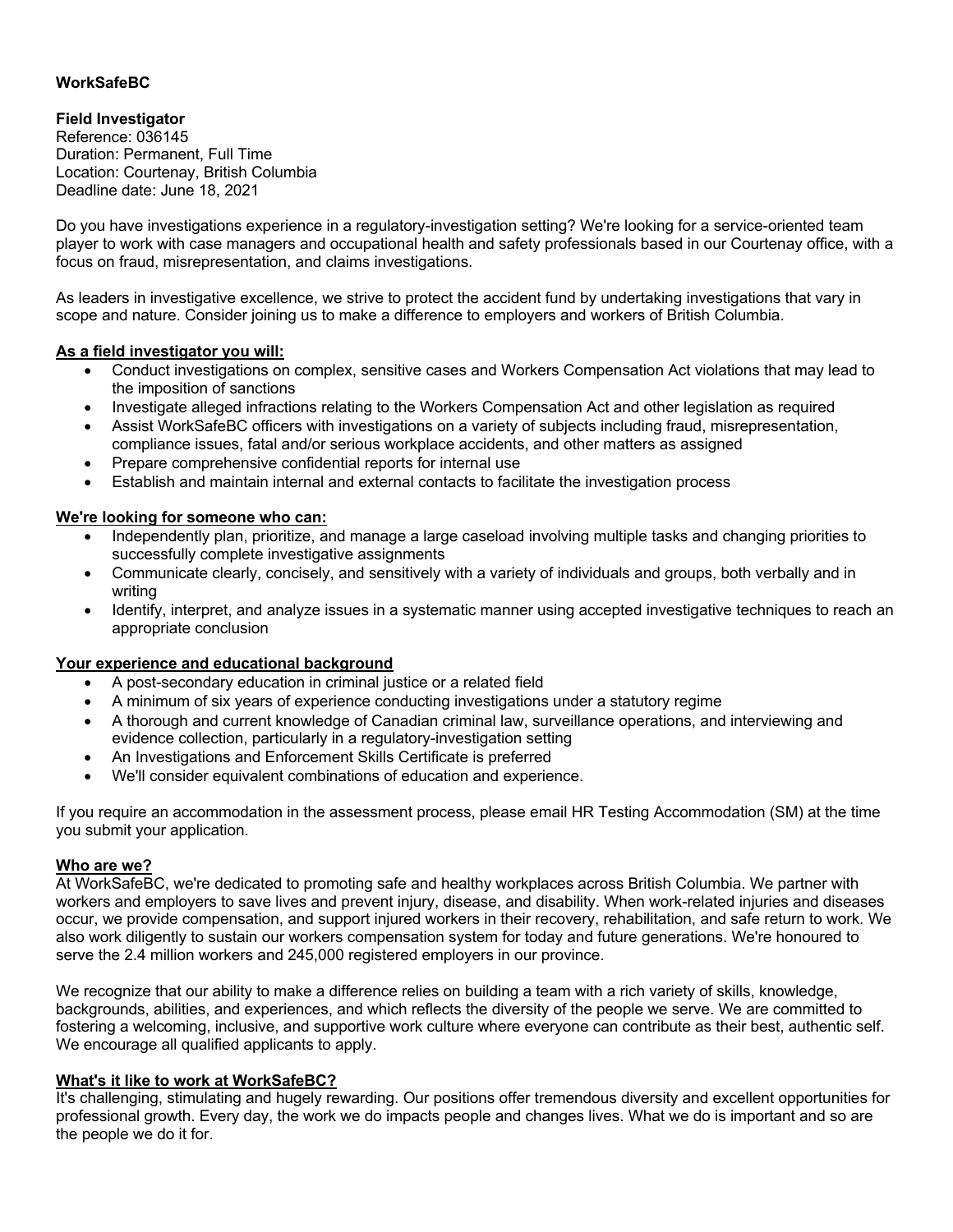**WorkSafeBC**

**Field Investigator**
Reference: 036145
Duration: Permanent, Full Time
Location: Courtenay, British Columbia
Deadline date: June 18, 2021

Do you have investigations experience in a regulatory-investigation setting? We're looking for a service-oriented team player to work with case managers and occupational health and safety professionals based in our Courtenay office, with a focus on fraud, misrepresentation, and claims investigations.

As leaders in investigative excellence, we strive to protect the accident fund by undertaking investigations that vary in scope and nature. Consider joining us to make a difference to employers and workers of British Columbia.

**As a field investigator you will:**

- Conduct investigations on complex, sensitive cases and Workers Compensation Act violations that may lead to the imposition of sanctions
- Investigate alleged infractions relating to the Workers Compensation Act and other legislation as required
- Assist WorkSafeBC officers with investigations on a variety of subjects including fraud, misrepresentation, compliance issues, fatal and/or serious workplace accidents, and other matters as assigned
- Prepare comprehensive confidential reports for internal use
- Establish and maintain internal and external contacts to facilitate the investigation process

**We're looking for someone who can:**

- Independently plan, prioritize, and manage a large caseload involving multiple tasks and changing priorities to successfully complete investigative assignments
- Communicate clearly, concisely, and sensitively with a variety of individuals and groups, both verbally and in writing
- Identify, interpret, and analyze issues in a systematic manner using accepted investigative techniques to reach an appropriate conclusion

**Your experience and educational background**

- A post-secondary education in criminal justice or a related field
- A minimum of six years of experience conducting investigations under a statutory regime
- A thorough and current knowledge of Canadian criminal law, surveillance operations, and interviewing and evidence collection, particularly in a regulatory-investigation setting
- An Investigations and Enforcement Skills Certificate is preferred
- We'll consider equivalent combinations of education and experience.

If you require an accommodation in the assessment process, please email HR Testing Accommodation (SM) at the time you submit your application.

**Who are we?**

At WorkSafeBC, we're dedicated to promoting safe and healthy workplaces across British Columbia. We partner with workers and employers to save lives and prevent injury, disease, and disability. When work-related injuries and diseases occur, we provide compensation, and support injured workers in their recovery, rehabilitation, and safe return to work. We also work diligently to sustain our workers compensation system for today and future generations. We're honoured to serve the 2.4 million workers and 245,000 registered employers in our province.

We recognize that our ability to make a difference relies on building a team with a rich variety of skills, knowledge, backgrounds, abilities, and experiences, and which reflects the diversity of the people we serve. We are committed to fostering a welcoming, inclusive, and supportive work culture where everyone can contribute as their best, authentic self. We encourage all qualified applicants to apply.

**What's it like to work at WorkSafeBC?**

It's challenging, stimulating and hugely rewarding. Our positions offer tremendous diversity and excellent opportunities for professional growth. Every day, the work we do impacts people and changes lives. What we do is important and so are the people we do it for.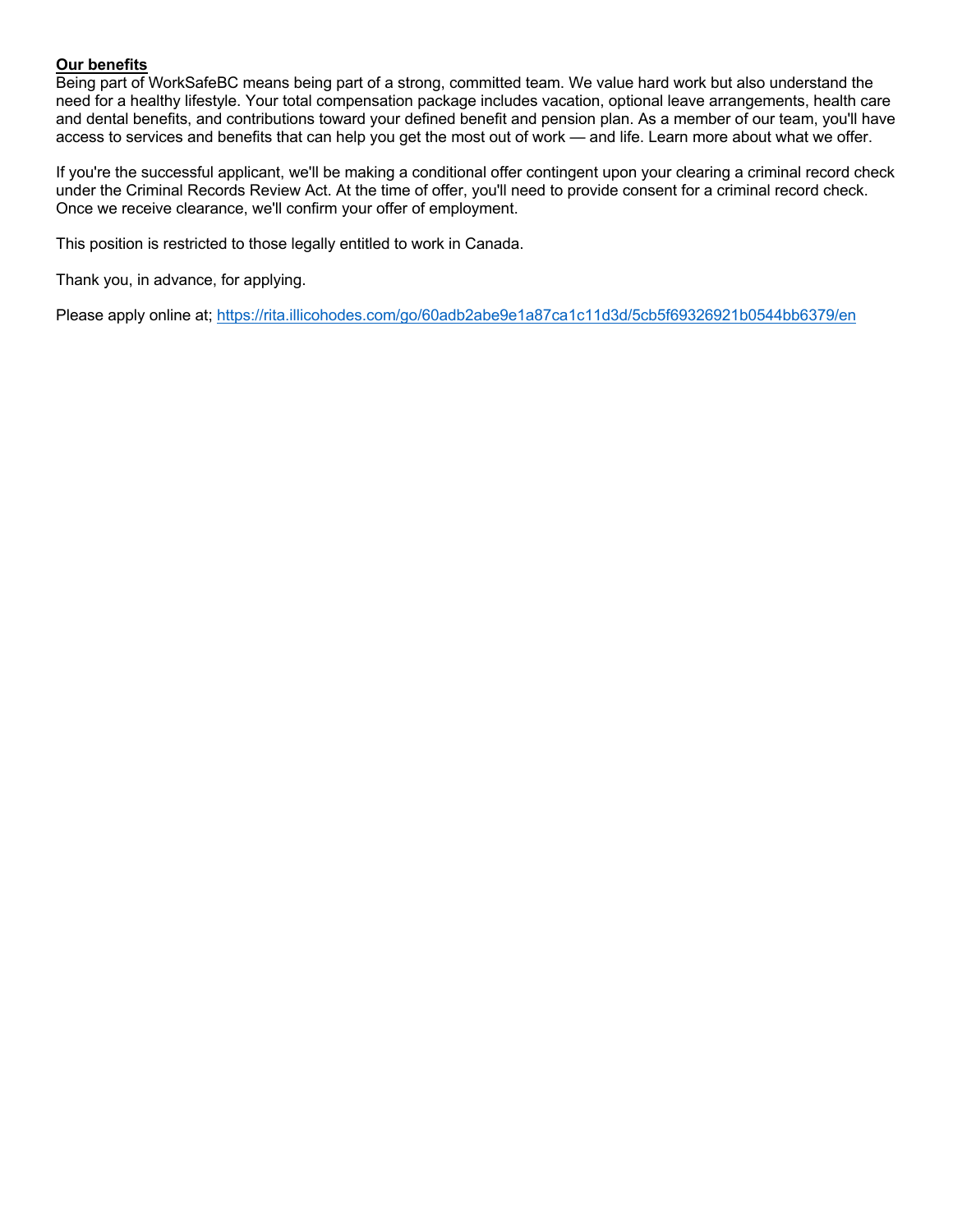**Our benefits**

Being part of WorkSafeBC means being part of a strong, committed team. We value hard work but also understand the need for a healthy lifestyle. Your total compensation package includes vacation, optional leave arrangements, health care and dental benefits, and contributions toward your defined benefit and pension plan. As a member of our team, you'll have access to services and benefits that can help you get the most out of work — and life. Learn more about what we offer.

If you're the successful applicant, we'll be making a conditional offer contingent upon your clearing a criminal record check under the Criminal Records Review Act. At the time of offer, you'll need to provide consent for a criminal record check. Once we receive clearance, we'll confirm your offer of employment.

This position is restricted to those legally entitled to work in Canada.

Thank you, in advance, for applying.

Please apply online at; https://rita.illicohodes.com/go/60adb2abe9e1a87ca1c11d3d/5cb5f69326921b0544bb6379/en